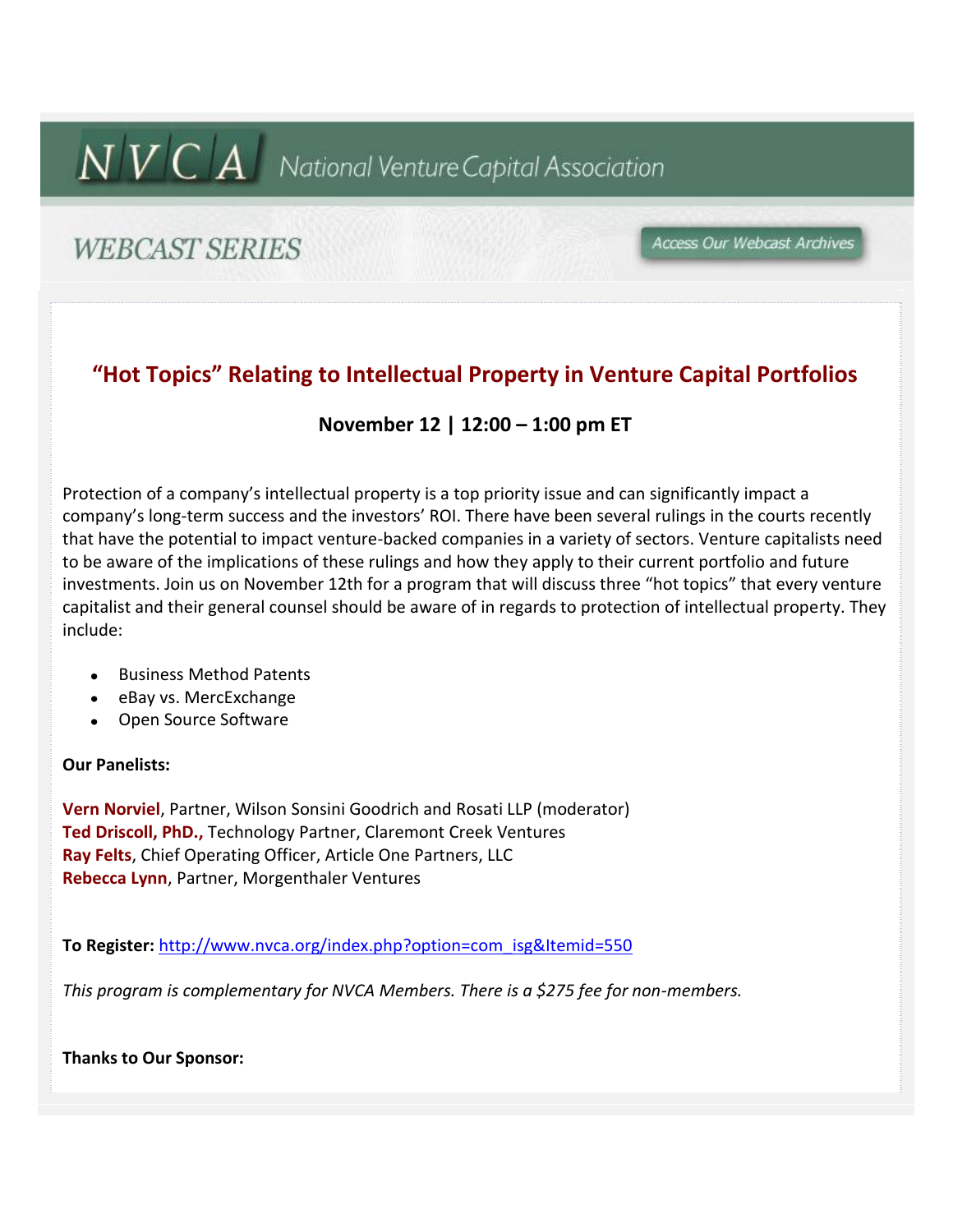# NVCA National Venture Capital Association

## WEBCAST SERIES

Access Our Webcast Archives

## "Hot Topics" Relating to Intellectual Property in Venture Capital Portfolios

**November 12 | 12:00 – 1:00 pm ET**

Protection of a company's intellectual property is a top priority issue and can significantly impact a company's long-term success and the investors' ROI. There have been several rulings in the courts recently that have the potential to impact venture-backed companies in a variety of sectors. Venture capitalists need to be aware of the implications of these rulings and how they apply to their current portfolio and future investments. Join us on November 12th for a program that will discuss three "hot topics" that every venture capitalist and their general counsel should be aware of in regards to protection of intellectual property. They include:

- Business Method Patents
- eBay vs. MercExchange
- Open Source Software

**Our Panelists:**

**Vern Norviel**, Partner, Wilson Sonsini Goodrich and Rosati LLP (moderator)
**Ted Driscoll, PhD.,** Technology Partner, Claremont Creek Ventures
**Ray Felts**, Chief Operating Officer, Article One Partners, LLC
**Rebecca Lynn**, Partner, Morgenthaler Ventures

**To Register:** http://www.nvca.org/index.php?option=com_isg&Itemid=550

*This program is complementary for NVCA Members. There is a $275 fee for non-members.*

**Thanks to Our Sponsor:**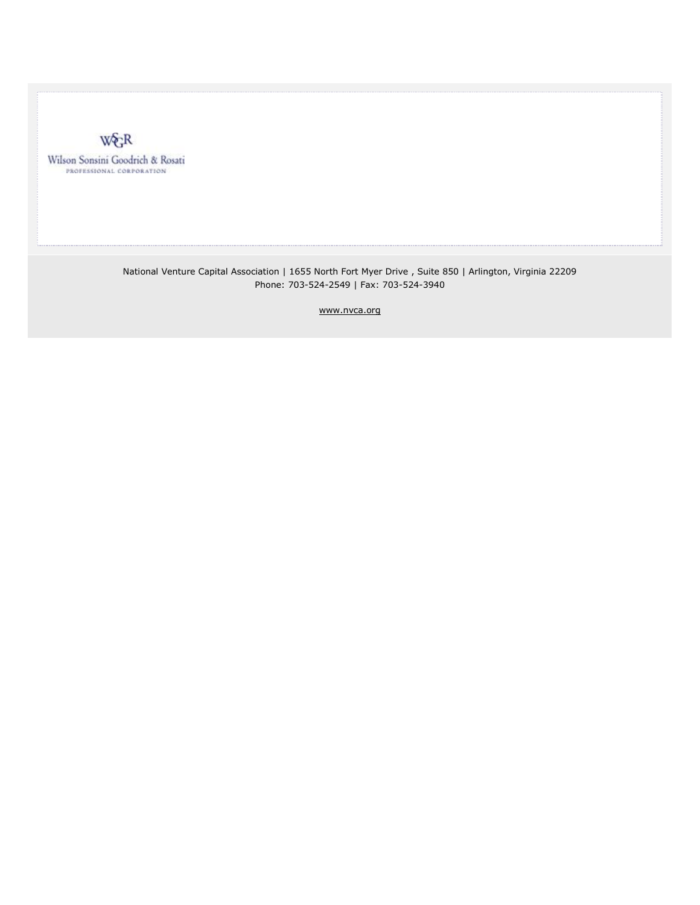W&GR
Wilson Sonsini Goodrich & Rosati
PROFESSIONAL CORPORATION

National Venture Capital Association | 1655 North Fort Myer Drive , Suite 850 | Arlington, Virginia 22209
Phone: 703-524-2549 | Fax: 703-524-3940

www.nvca.org